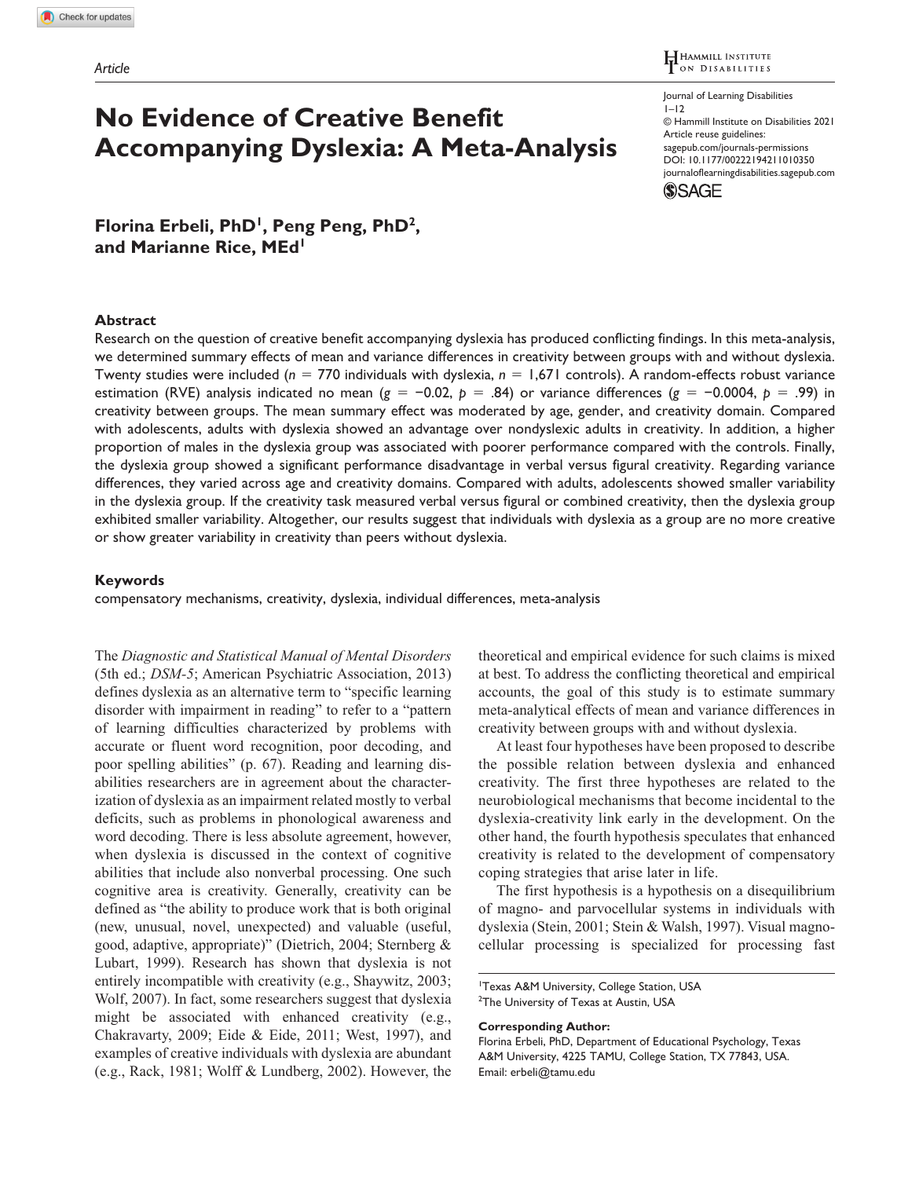Article

# No Evidence of Creative Benefit Accompanying Dyslexia: A Meta-Analysis

**Florina Erbeli, PhD[1], Peng Peng, PhD[2], and Marianne Rice, MEd[1]**

## Abstract

Research on the question of creative benefit accompanying dyslexia has produced conflicting findings. In this meta-analysis, we determined summary effects of mean and variance differences in creativity between groups with and without dyslexia. Twenty studies were included ($n$ = 770 individuals with dyslexia, $n$ = 1,671 controls). A random-effects robust variance estimation (RVE) analysis indicated no mean ($g = -0.02$, $p = .84$) or variance differences ($g = -0.0004$, $p = .99$) in creativity between groups. The mean summary effect was moderated by age, gender, and creativity domain. Compared with adolescents, adults with dyslexia showed an advantage over nondyslexic adults in creativity. In addition, a higher proportion of males in the dyslexia group was associated with poorer performance compared with the controls. Finally, the dyslexia group showed a significant performance disadvantage in verbal versus figural creativity. Regarding variance differences, they varied across age and creativity domains. Compared with adults, adolescents showed smaller variability in the dyslexia group. If the creativity task measured verbal versus figural or combined creativity, then the dyslexia group exhibited smaller variability. Altogether, our results suggest that individuals with dyslexia as a group are no more creative or show greater variability in creativity than peers without dyslexia.

### Keywords

compensatory mechanisms, creativity, dyslexia, individual differences, meta-analysis

The *Diagnostic and Statistical Manual of Mental Disorders* (5th ed.; *DSM-5*; American Psychiatric Association, 2013) defines dyslexia as an alternative term to "specific learning disorder with impairment in reading" to refer to a "pattern of learning difficulties characterized by problems with accurate or fluent word recognition, poor decoding, and poor spelling abilities" (p. 67). Reading and learning disabilities researchers are in agreement about the characterization of dyslexia as an impairment related mostly to verbal deficits, such as problems in phonological awareness and word decoding. There is less absolute agreement, however, when dyslexia is discussed in the context of cognitive abilities that include also nonverbal processing. One such cognitive area is creativity. Generally, creativity can be defined as "the ability to produce work that is both original (new, unusual, novel, unexpected) and valuable (useful, good, adaptive, appropriate)" (Dietrich, 2004; Sternberg & Lubart, 1999). Research has shown that dyslexia is not entirely incompatible with creativity (e.g., Shaywitz, 2003; Wolf, 2007). In fact, some researchers suggest that dyslexia might be associated with enhanced creativity (e.g., Chakravarty, 2009; Eide & Eide, 2011; West, 1997), and examples of creative individuals with dyslexia are abundant (e.g., Rack, 1981; Wolff & Lundberg, 2002). However, the theoretical and empirical evidence for such claims is mixed at best. To address the conflicting theoretical and empirical accounts, the goal of this study is to estimate summary meta-analytical effects of mean and variance differences in creativity between groups with and without dyslexia.

At least four hypotheses have been proposed to describe the possible relation between dyslexia and enhanced creativity. The first three hypotheses are related to the neurobiological mechanisms that become incidental to the dyslexia-creativity link early in the development. On the other hand, the fourth hypothesis speculates that enhanced creativity is related to the development of compensatory coping strategies that arise later in life.

The first hypothesis is a hypothesis on a disequilibrium of magno- and parvocellular systems in individuals with dyslexia (Stein, 2001; Stein & Walsh, 1997). Visual magnocellular processing is specialized for processing fast

[1]Texas A&M University, College Station, USA
[2]The University of Texas at Austin, USA

**Corresponding Author:**
Florina Erbeli, PhD, Department of Educational Psychology, Texas A&M University, 4225 TAMU, College Station, TX 77843, USA.
Email: erbeli@tamu.edu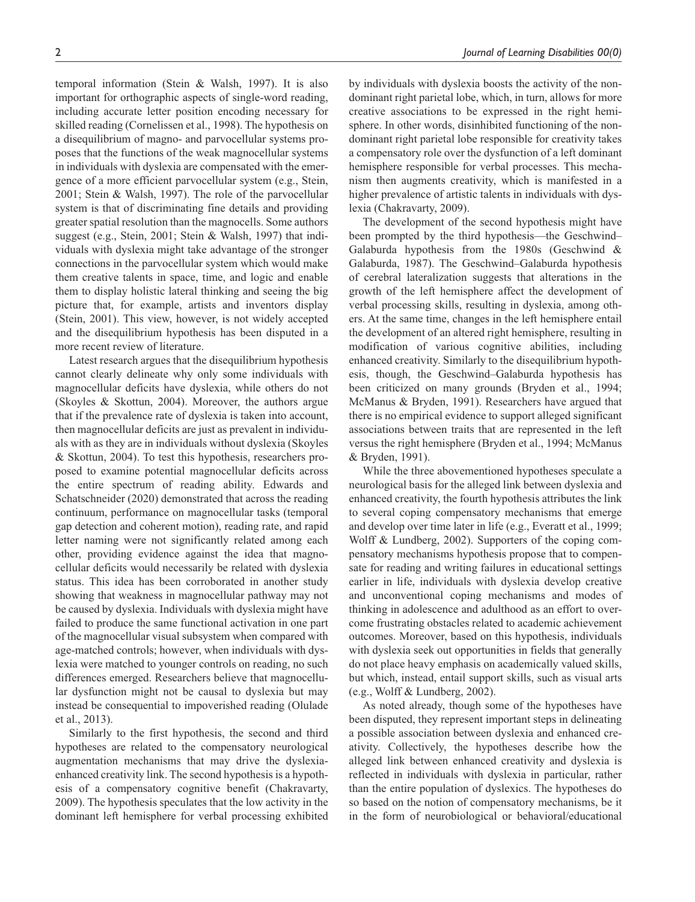temporal information (Stein & Walsh, 1997). It is also important for orthographic aspects of single-word reading, including accurate letter position encoding necessary for skilled reading (Cornelissen et al., 1998). The hypothesis on a disequilibrium of magno- and parvocellular systems proposes that the functions of the weak magnocellular systems in individuals with dyslexia are compensated with the emergence of a more efficient parvocellular system (e.g., Stein, 2001; Stein & Walsh, 1997). The role of the parvocellular system is that of discriminating fine details and providing greater spatial resolution than the magnocells. Some authors suggest (e.g., Stein, 2001; Stein & Walsh, 1997) that individuals with dyslexia might take advantage of the stronger connections in the parvocellular system which would make them creative talents in space, time, and logic and enable them to display holistic lateral thinking and seeing the big picture that, for example, artists and inventors display (Stein, 2001). This view, however, is not widely accepted and the disequilibrium hypothesis has been disputed in a more recent review of literature.

Latest research argues that the disequilibrium hypothesis cannot clearly delineate why only some individuals with magnocellular deficits have dyslexia, while others do not (Skoyles & Skottun, 2004). Moreover, the authors argue that if the prevalence rate of dyslexia is taken into account, then magnocellular deficits are just as prevalent in individuals with as they are in individuals without dyslexia (Skoyles & Skottun, 2004). To test this hypothesis, researchers proposed to examine potential magnocellular deficits across the entire spectrum of reading ability. Edwards and Schatschneider (2020) demonstrated that across the reading continuum, performance on magnocellular tasks (temporal gap detection and coherent motion), reading rate, and rapid letter naming were not significantly related among each other, providing evidence against the idea that magnocellular deficits would necessarily be related with dyslexia status. This idea has been corroborated in another study showing that weakness in magnocellular pathway may not be caused by dyslexia. Individuals with dyslexia might have failed to produce the same functional activation in one part of the magnocellular visual subsystem when compared with age-matched controls; however, when individuals with dyslexia were matched to younger controls on reading, no such differences emerged. Researchers believe that magnocellular dysfunction might not be causal to dyslexia but may instead be consequential to impoverished reading (Olulade et al., 2013).

Similarly to the first hypothesis, the second and third hypotheses are related to the compensatory neurological augmentation mechanisms that may drive the dyslexia-enhanced creativity link. The second hypothesis is a hypothesis of a compensatory cognitive benefit (Chakravarty, 2009). The hypothesis speculates that the low activity in the dominant left hemisphere for verbal processing exhibited by individuals with dyslexia boosts the activity of the non-dominant right parietal lobe, which, in turn, allows for more creative associations to be expressed in the right hemisphere. In other words, disinhibited functioning of the non-dominant right parietal lobe responsible for creativity takes a compensatory role over the dysfunction of a left dominant hemisphere responsible for verbal processes. This mechanism then augments creativity, which is manifested in a higher prevalence of artistic talents in individuals with dyslexia (Chakravarty, 2009).

The development of the second hypothesis might have been prompted by the third hypothesis—the Geschwind–Galaburda hypothesis from the 1980s (Geschwind & Galaburda, 1987). The Geschwind–Galaburda hypothesis of cerebral lateralization suggests that alterations in the growth of the left hemisphere affect the development of verbal processing skills, resulting in dyslexia, among others. At the same time, changes in the left hemisphere entail the development of an altered right hemisphere, resulting in modification of various cognitive abilities, including enhanced creativity. Similarly to the disequilibrium hypothesis, though, the Geschwind–Galaburda hypothesis has been criticized on many grounds (Bryden et al., 1994; McManus & Bryden, 1991). Researchers have argued that there is no empirical evidence to support alleged significant associations between traits that are represented in the left versus the right hemisphere (Bryden et al., 1994; McManus & Bryden, 1991).

While the three abovementioned hypotheses speculate a neurological basis for the alleged link between dyslexia and enhanced creativity, the fourth hypothesis attributes the link to several coping compensatory mechanisms that emerge and develop over time later in life (e.g., Everatt et al., 1999; Wolff & Lundberg, 2002). Supporters of the coping compensatory mechanisms hypothesis propose that to compensate for reading and writing failures in educational settings earlier in life, individuals with dyslexia develop creative and unconventional coping mechanisms and modes of thinking in adolescence and adulthood as an effort to overcome frustrating obstacles related to academic achievement outcomes. Moreover, based on this hypothesis, individuals with dyslexia seek out opportunities in fields that generally do not place heavy emphasis on academically valued skills, but which, instead, entail support skills, such as visual arts (e.g., Wolff & Lundberg, 2002).

As noted already, though some of the hypotheses have been disputed, they represent important steps in delineating a possible association between dyslexia and enhanced creativity. Collectively, the hypotheses describe how the alleged link between enhanced creativity and dyslexia is reflected in individuals with dyslexia in particular, rather than the entire population of dyslexics. The hypotheses do so based on the notion of compensatory mechanisms, be it in the form of neurobiological or behavioral/educational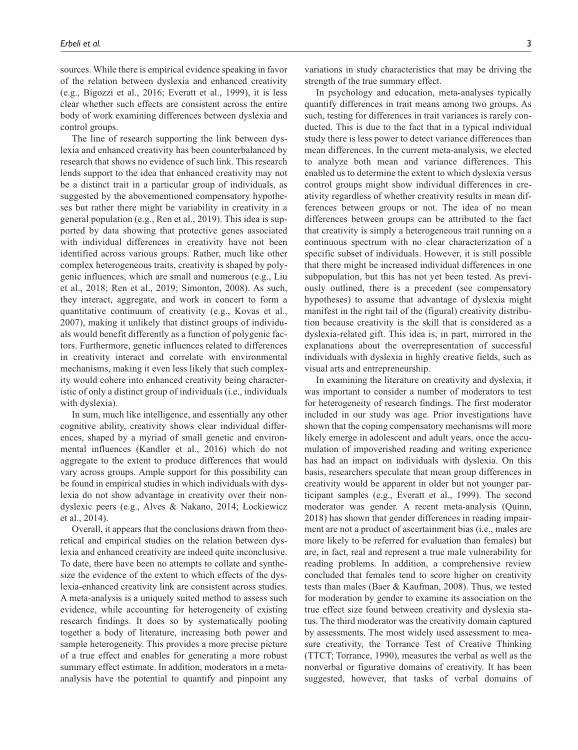sources. While there is empirical evidence speaking in favor of the relation between dyslexia and enhanced creativity (e.g., Bigozzi et al., 2016; Everatt et al., 1999), it is less clear whether such effects are consistent across the entire body of work examining differences between dyslexia and control groups.

The line of research supporting the link between dyslexia and enhanced creativity has been counterbalanced by research that shows no evidence of such link. This research lends support to the idea that enhanced creativity may not be a distinct trait in a particular group of individuals, as suggested by the abovementioned compensatory hypotheses but rather there might be variability in creativity in a general population (e.g., Ren et al., 2019). This idea is supported by data showing that protective genes associated with individual differences in creativity have not been identified across various groups. Rather, much like other complex heterogeneous traits, creativity is shaped by polygenic influences, which are small and numerous (e.g., Liu et al., 2018; Ren et al., 2019; Simonton, 2008). As such, they interact, aggregate, and work in concert to form a quantitative continuum of creativity (e.g., Kovas et al., 2007), making it unlikely that distinct groups of individuals would benefit differently as a function of polygenic factors. Furthermore, genetic influences related to differences in creativity interact and correlate with environmental mechanisms, making it even less likely that such complexity would cohere into enhanced creativity being characteristic of only a distinct group of individuals (i.e., individuals with dyslexia).

In sum, much like intelligence, and essentially any other cognitive ability, creativity shows clear individual differences, shaped by a myriad of small genetic and environmental influences (Kandler et al., 2016) which do not aggregate to the extent to produce differences that would vary across groups. Ample support for this possibility can be found in empirical studies in which individuals with dyslexia do not show advantage in creativity over their nondyslexic peers (e.g., Alves & Nakano, 2014; Łockiewicz et al., 2014).

Overall, it appears that the conclusions drawn from theoretical and empirical studies on the relation between dyslexia and enhanced creativity are indeed quite inconclusive. To date, there have been no attempts to collate and synthesize the evidence of the extent to which effects of the dyslexia-enhanced creativity link are consistent across studies. A meta-analysis is a uniquely suited method to assess such evidence, while accounting for heterogeneity of existing research findings. It does so by systematically pooling together a body of literature, increasing both power and sample heterogeneity. This provides a more precise picture of a true effect and enables for generating a more robust summary effect estimate. In addition, moderators in a meta-analysis have the potential to quantify and pinpoint any variations in study characteristics that may be driving the strength of the true summary effect.

In psychology and education, meta-analyses typically quantify differences in trait means among two groups. As such, testing for differences in trait variances is rarely conducted. This is due to the fact that in a typical individual study there is less power to detect variance differences than mean differences. In the current meta-analysis, we elected to analyze both mean and variance differences. This enabled us to determine the extent to which dyslexia versus control groups might show individual differences in creativity regardless of whether creativity results in mean differences between groups or not. The idea of no mean differences between groups can be attributed to the fact that creativity is simply a heterogeneous trait running on a continuous spectrum with no clear characterization of a specific subset of individuals. However, it is still possible that there might be increased individual differences in one subpopulation, but this has not yet been tested. As previously outlined, there is a precedent (see compensatory hypotheses) to assume that advantage of dyslexia might manifest in the right tail of the (figural) creativity distribution because creativity is the skill that is considered as a dyslexia-related gift. This idea is, in part, mirrored in the explanations about the overrepresentation of successful individuals with dyslexia in highly creative fields, such as visual arts and entrepreneurship.

In examining the literature on creativity and dyslexia, it was important to consider a number of moderators to test for heterogeneity of research findings. The first moderator included in our study was age. Prior investigations have shown that the coping compensatory mechanisms will more likely emerge in adolescent and adult years, once the accumulation of impoverished reading and writing experience has had an impact on individuals with dyslexia. On this basis, researchers speculate that mean group differences in creativity would be apparent in older but not younger participant samples (e.g., Everatt et al., 1999). The second moderator was gender. A recent meta-analysis (Quinn, 2018) has shown that gender differences in reading impairment are not a product of ascertainment bias (i.e., males are more likely to be referred for evaluation than females) but are, in fact, real and represent a true male vulnerability for reading problems. In addition, a comprehensive review concluded that females tend to score higher on creativity tests than males (Baer & Kaufman, 2008). Thus, we tested for moderation by gender to examine its association on the true effect size found between creativity and dyslexia status. The third moderator was the creativity domain captured by assessments. The most widely used assessment to measure creativity, the Torrance Test of Creative Thinking (TTCT; Torrance, 1990), measures the verbal as well as the nonverbal or figurative domains of creativity. It has been suggested, however, that tasks of verbal domains of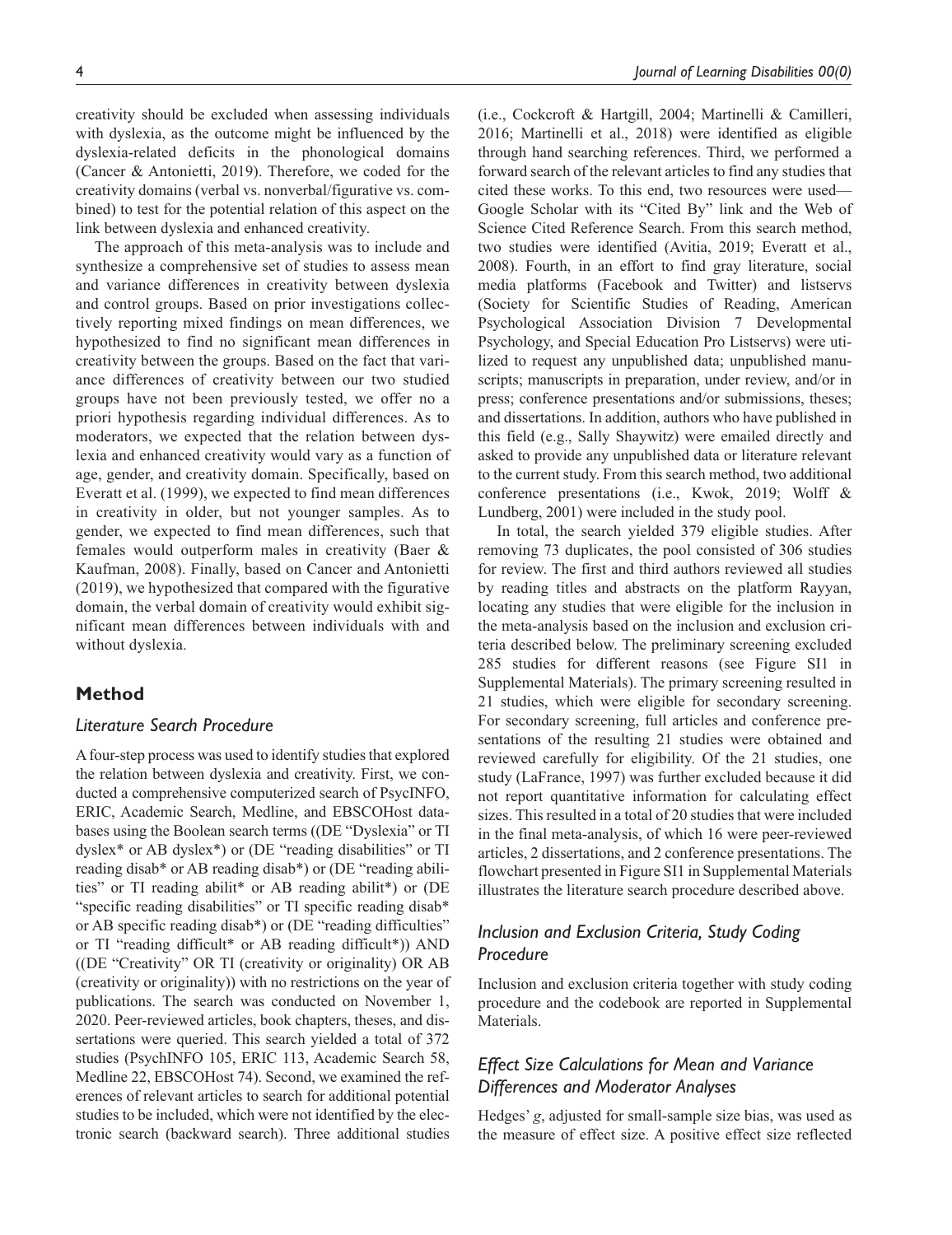creativity should be excluded when assessing individuals with dyslexia, as the outcome might be influenced by the dyslexia-related deficits in the phonological domains (Cancer & Antonietti, 2019). Therefore, we coded for the creativity domains (verbal vs. nonverbal/figurative vs. combined) to test for the potential relation of this aspect on the link between dyslexia and enhanced creativity.

The approach of this meta-analysis was to include and synthesize a comprehensive set of studies to assess mean and variance differences in creativity between dyslexia and control groups. Based on prior investigations collectively reporting mixed findings on mean differences, we hypothesized to find no significant mean differences in creativity between the groups. Based on the fact that variance differences of creativity between our two studied groups have not been previously tested, we offer no a priori hypothesis regarding individual differences. As to moderators, we expected that the relation between dyslexia and enhanced creativity would vary as a function of age, gender, and creativity domain. Specifically, based on Everatt et al. (1999), we expected to find mean differences in creativity in older, but not younger samples. As to gender, we expected to find mean differences, such that females would outperform males in creativity (Baer & Kaufman, 2008). Finally, based on Cancer and Antonietti (2019), we hypothesized that compared with the figurative domain, the verbal domain of creativity would exhibit significant mean differences between individuals with and without dyslexia.

## Method

### Literature Search Procedure

A four-step process was used to identify studies that explored the relation between dyslexia and creativity. First, we conducted a comprehensive computerized search of PsycINFO, ERIC, Academic Search, Medline, and EBSCOHost databases using the Boolean search terms ((DE "Dyslexia" or TI dyslex* or AB dyslex*) or (DE "reading disabilities" or TI reading disab* or AB reading disab*) or (DE "reading abilities" or TI reading abilit* or AB reading abilit*) or (DE "specific reading disabilities" or TI specific reading disab* or AB specific reading disab*) or (DE "reading difficulties" or TI "reading difficult* or AB reading difficult*)) AND ((DE "Creativity" OR TI (creativity or originality) OR AB (creativity or originality)) with no restrictions on the year of publications. The search was conducted on November 1, 2020. Peer-reviewed articles, book chapters, theses, and dissertations were queried. This search yielded a total of 372 studies (PsychINFO 105, ERIC 113, Academic Search 58, Medline 22, EBSCOHost 74). Second, we examined the references of relevant articles to search for additional potential studies to be included, which were not identified by the electronic search (backward search). Three additional studies (i.e., Cockcroft & Hartgill, 2004; Martinelli & Camilleri, 2016; Martinelli et al., 2018) were identified as eligible through hand searching references. Third, we performed a forward search of the relevant articles to find any studies that cited these works. To this end, two resources were used—Google Scholar with its "Cited By" link and the Web of Science Cited Reference Search. From this search method, two studies were identified (Avitia, 2019; Everatt et al., 2008). Fourth, in an effort to find gray literature, social media platforms (Facebook and Twitter) and listservs (Society for Scientific Studies of Reading, American Psychological Association Division 7 Developmental Psychology, and Special Education Pro Listservs) were utilized to request any unpublished data; unpublished manuscripts; manuscripts in preparation, under review, and/or in press; conference presentations and/or submissions, theses; and dissertations. In addition, authors who have published in this field (e.g., Sally Shaywitz) were emailed directly and asked to provide any unpublished data or literature relevant to the current study. From this search method, two additional conference presentations (i.e., Kwok, 2019; Wolff & Lundberg, 2001) were included in the study pool.

In total, the search yielded 379 eligible studies. After removing 73 duplicates, the pool consisted of 306 studies for review. The first and third authors reviewed all studies by reading titles and abstracts on the platform Rayyan, locating any studies that were eligible for the inclusion in the meta-analysis based on the inclusion and exclusion criteria described below. The preliminary screening excluded 285 studies for different reasons (see Figure SI1 in Supplemental Materials). The primary screening resulted in 21 studies, which were eligible for secondary screening. For secondary screening, full articles and conference presentations of the resulting 21 studies were obtained and reviewed carefully for eligibility. Of the 21 studies, one study (LaFrance, 1997) was further excluded because it did not report quantitative information for calculating effect sizes. This resulted in a total of 20 studies that were included in the final meta-analysis, of which 16 were peer-reviewed articles, 2 dissertations, and 2 conference presentations. The flowchart presented in Figure SI1 in Supplemental Materials illustrates the literature search procedure described above.

### Inclusion and Exclusion Criteria, Study Coding Procedure

Inclusion and exclusion criteria together with study coding procedure and the codebook are reported in Supplemental Materials.

### Effect Size Calculations for Mean and Variance Differences and Moderator Analyses

Hedges' $g$, adjusted for small-sample size bias, was used as the measure of effect size. A positive effect size reflected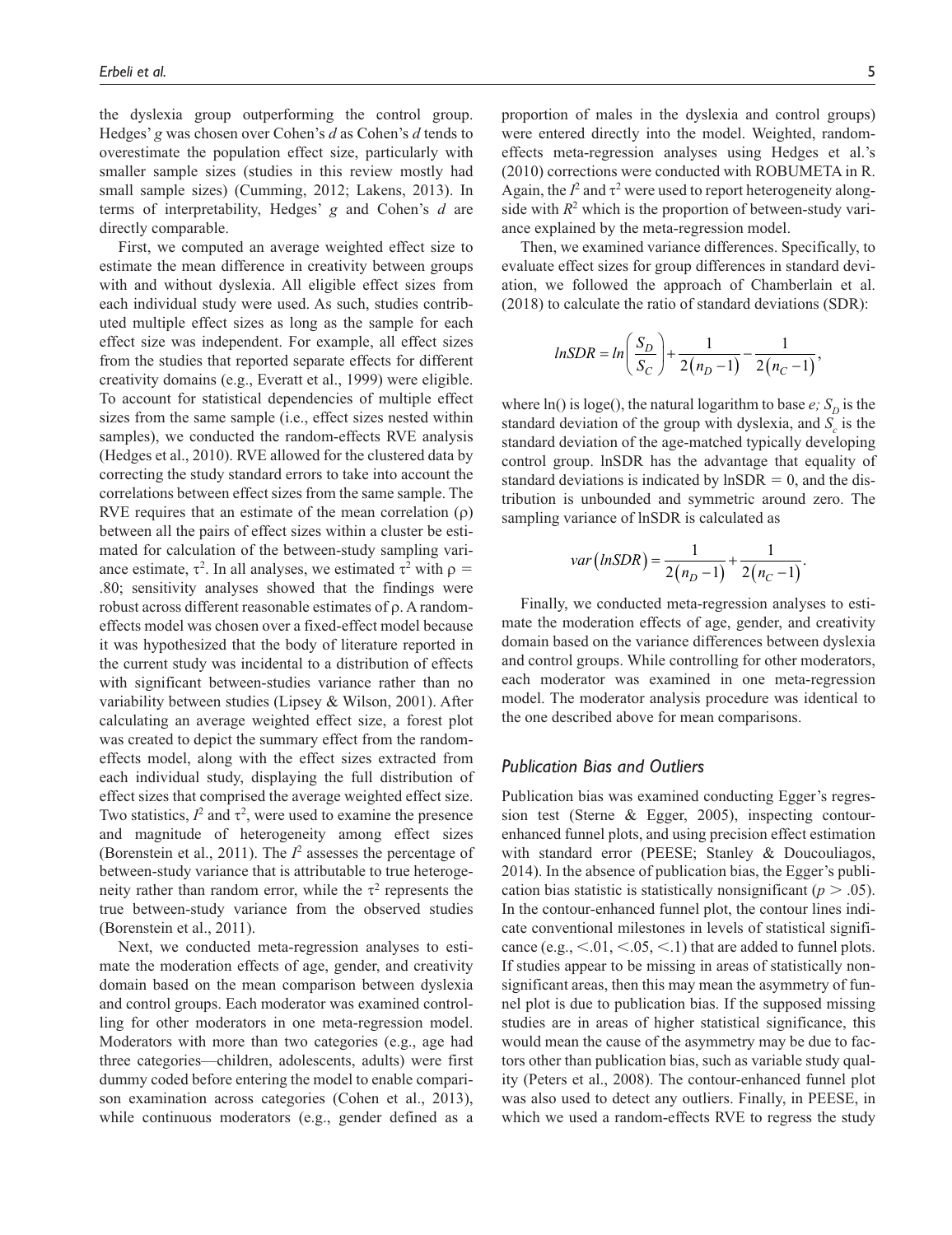the dyslexia group outperforming the control group. Hedges' *g* was chosen over Cohen's *d* as Cohen's *d* tends to overestimate the population effect size, particularly with smaller sample sizes (studies in this review mostly had small sample sizes) (Cumming, 2012; Lakens, 2013). In terms of interpretability, Hedges' *g* and Cohen's *d* are directly comparable.

First, we computed an average weighted effect size to estimate the mean difference in creativity between groups with and without dyslexia. All eligible effect sizes from each individual study were used. As such, studies contributed multiple effect sizes as long as the sample for each effect size was independent. For example, all effect sizes from the studies that reported separate effects for different creativity domains (e.g., Everatt et al., 1999) were eligible. To account for statistical dependencies of multiple effect sizes from the same sample (i.e., effect sizes nested within samples), we conducted the random-effects RVE analysis (Hedges et al., 2010). RVE allowed for the clustered data by correcting the study standard errors to take into account the correlations between effect sizes from the same sample. The RVE requires that an estimate of the mean correlation ($\rho$) between all the pairs of effect sizes within a cluster be estimated for calculation of the between-study sampling variance estimate, $\tau^2$. In all analyses, we estimated $\tau^2$ with $\rho$ = .80; sensitivity analyses showed that the findings were robust across different reasonable estimates of $\rho$. A random-effects model was chosen over a fixed-effect model because it was hypothesized that the body of literature reported in the current study was incidental to a distribution of effects with significant between-studies variance rather than no variability between studies (Lipsey & Wilson, 2001). After calculating an average weighted effect size, a forest plot was created to depict the summary effect from the random-effects model, along with the effect sizes extracted from each individual study, displaying the full distribution of effect sizes that comprised the average weighted effect size. Two statistics, $I^2$ and $\tau^2$, were used to examine the presence and magnitude of heterogeneity among effect sizes (Borenstein et al., 2011). The $I^2$ assesses the percentage of between-study variance that is attributable to true heterogeneity rather than random error, while the $\tau^2$ represents the true between-study variance from the observed studies (Borenstein et al., 2011).

Next, we conducted meta-regression analyses to estimate the moderation effects of age, gender, and creativity domain based on the mean comparison between dyslexia and control groups. Each moderator was examined controlling for other moderators in one meta-regression model. Moderators with more than two categories (e.g., age had three categories—children, adolescents, adults) were first dummy coded before entering the model to enable comparison examination across categories (Cohen et al., 2013), while continuous moderators (e.g., gender defined as a proportion of males in the dyslexia and control groups) were entered directly into the model. Weighted, random-effects meta-regression analyses using Hedges et al.'s (2010) corrections were conducted with ROBUMETA in R. Again, the $I^2$ and $\tau^2$ were used to report heterogeneity alongside with $R^2$ which is the proportion of between-study variance explained by the meta-regression model.

Then, we examined variance differences. Specifically, to evaluate effect sizes for group differences in standard deviation, we followed the approach of Chamberlain et al. (2018) to calculate the ratio of standard deviations (SDR):

$$lnSDR = ln\left(\frac{S_D}{S_C}\right) + \frac{1}{2(n_D - 1)} - \frac{1}{2(n_C - 1)},$$

where ln() is loge(), the natural logarithm to base *e;* $S_D$ is the standard deviation of the group with dyslexia, and $S_c$ is the standard deviation of the age-matched typically developing control group. lnSDR has the advantage that equality of standard deviations is indicated by lnSDR = 0, and the distribution is unbounded and symmetric around zero. The sampling variance of lnSDR is calculated as

$$var(lnSDR) = \frac{1}{2(n_D - 1)} + \frac{1}{2(n_C - 1)}.$$

Finally, we conducted meta-regression analyses to estimate the moderation effects of age, gender, and creativity domain based on the variance differences between dyslexia and control groups. While controlling for other moderators, each moderator was examined in one meta-regression model. The moderator analysis procedure was identical to the one described above for mean comparisons.

### Publication Bias and Outliers

Publication bias was examined conducting Egger's regression test (Sterne & Egger, 2005), inspecting contour-enhanced funnel plots, and using precision effect estimation with standard error (PEESE; Stanley & Doucouliagos, 2014). In the absence of publication bias, the Egger's publication bias statistic is statistically nonsignificant ($p > .05$). In the contour-enhanced funnel plot, the contour lines indicate conventional milestones in levels of statistical significance (e.g., <.01, <.05, <.1) that are added to funnel plots. If studies appear to be missing in areas of statistically nonsignificant areas, then this may mean the asymmetry of funnel plot is due to publication bias. If the supposed missing studies are in areas of higher statistical significance, this would mean the cause of the asymmetry may be due to factors other than publication bias, such as variable study quality (Peters et al., 2008). The contour-enhanced funnel plot was also used to detect any outliers. Finally, in PEESE, in which we used a random-effects RVE to regress the study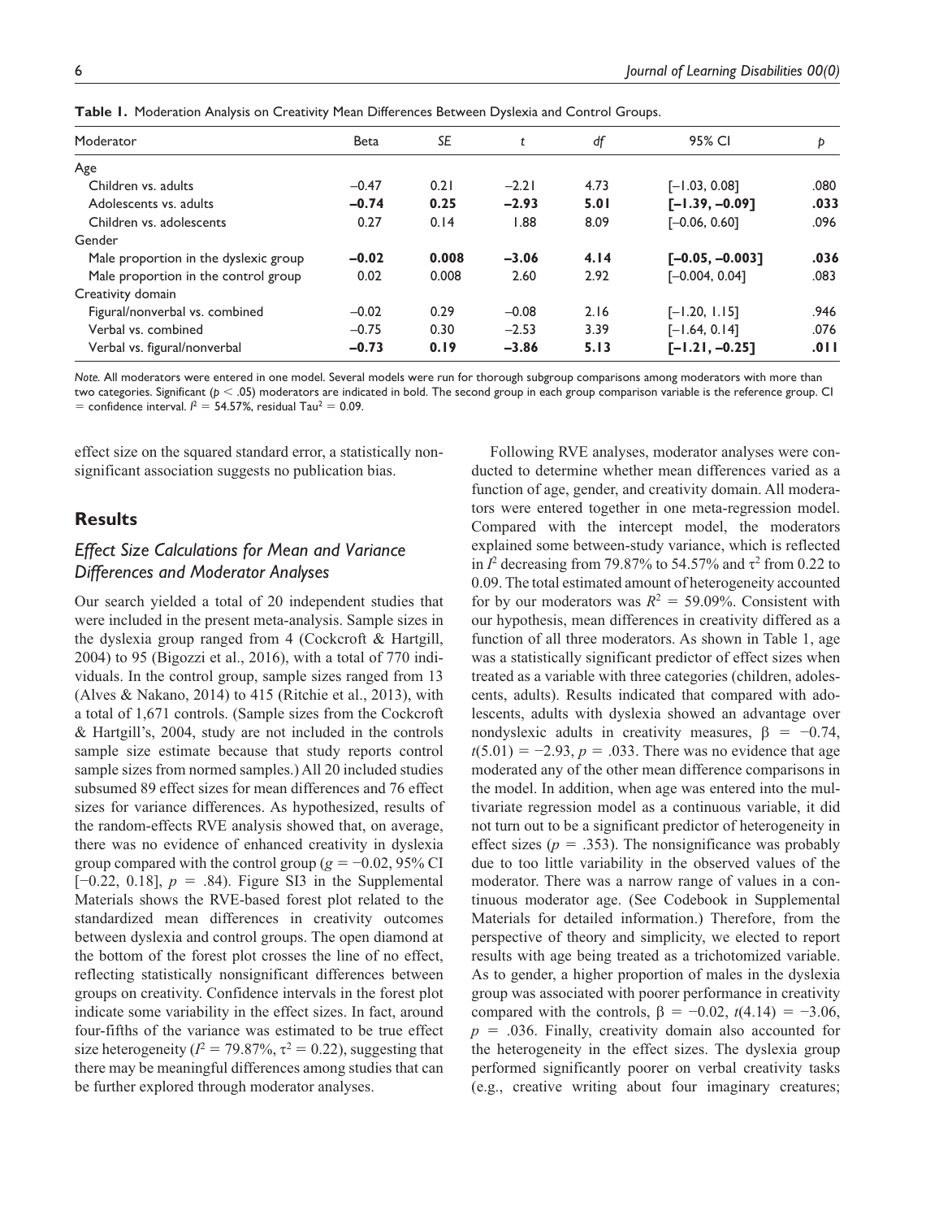**Table 1.** Moderation Analysis on Creativity Mean Differences Between Dyslexia and Control Groups.

| Moderator | Beta | SE | t | df | 95% CI | p |
|---|---|---|---|---|---|---|
| Age | | | | | | |
| Children vs. adults | −0.47 | 0.21 | −2.21 | 4.73 | [−1.03, 0.08] | .080 |
| Adolescents vs. adults | **−0.74** | **0.25** | **−2.93** | **5.01** | **[−1.39, −0.09]** | **.033** |
| Children vs. adolescents | 0.27 | 0.14 | 1.88 | 8.09 | [−0.06, 0.60] | .096 |
| Gender | | | | | | |
| Male proportion in the dyslexic group | **−0.02** | **0.008** | **−3.06** | **4.14** | **[−0.05, −0.003]** | **.036** |
| Male proportion in the control group | 0.02 | 0.008 | 2.60 | 2.92 | [−0.004, 0.04] | .083 |
| Creativity domain | | | | | | |
| Figural/nonverbal vs. combined | −0.02 | 0.29 | −0.08 | 2.16 | [−1.20, 1.15] | .946 |
| Verbal vs. combined | −0.75 | 0.30 | −2.53 | 3.39 | [−1.64, 0.14] | .076 |
| Verbal vs. figural/nonverbal | **−0.73** | **0.19** | **−3.86** | **5.13** | **[−1.21, −0.25]** | **.011** |

*Note.* All moderators were entered in one model. Several models were run for thorough subgroup comparisons among moderators with more than two categories. Significant ($p < .05$) moderators are indicated in bold. The second group in each group comparison variable is the reference group. CI = confidence interval. $I^2 = 54.57\%$, residual $\text{Tau}^2 = 0.09$.

effect size on the squared standard error, a statistically non-significant association suggests no publication bias.

## Results

### Effect Size Calculations for Mean and Variance Differences and Moderator Analyses

Our search yielded a total of 20 independent studies that were included in the present meta-analysis. Sample sizes in the dyslexia group ranged from 4 (Cockcroft & Hartgill, 2004) to 95 (Bigozzi et al., 2016), with a total of 770 individuals. In the control group, sample sizes ranged from 13 (Alves & Nakano, 2014) to 415 (Ritchie et al., 2013), with a total of 1,671 controls. (Sample sizes from the Cockcroft & Hartgill's, 2004, study are not included in the controls sample size estimate because that study reports control sample sizes from normed samples.) All 20 included studies subsumed 89 effect sizes for mean differences and 76 effect sizes for variance differences. As hypothesized, results of the random-effects RVE analysis showed that, on average, there was no evidence of enhanced creativity in dyslexia group compared with the control group ($g = -0.02$, 95% CI [−0.22, 0.18], $p = .84$). Figure SI3 in the Supplemental Materials shows the RVE-based forest plot related to the standardized mean differences in creativity outcomes between dyslexia and control groups. The open diamond at the bottom of the forest plot crosses the line of no effect, reflecting statistically nonsignificant differences between groups on creativity. Confidence intervals in the forest plot indicate some variability in the effect sizes. In fact, around four-fifths of the variance was estimated to be true effect size heterogeneity ($I^2 = 79.87\%$, $\tau^2 = 0.22$), suggesting that there may be meaningful differences among studies that can be further explored through moderator analyses.

Following RVE analyses, moderator analyses were conducted to determine whether mean differences varied as a function of age, gender, and creativity domain. All moderators were entered together in one meta-regression model. Compared with the intercept model, the moderators explained some between-study variance, which is reflected in $I^2$ decreasing from 79.87% to 54.57% and $\tau^2$ from 0.22 to 0.09. The total estimated amount of heterogeneity accounted for by our moderators was $R^2 = 59.09\%$. Consistent with our hypothesis, mean differences in creativity differed as a function of all three moderators. As shown in Table 1, age was a statistically significant predictor of effect sizes when treated as a variable with three categories (children, adolescents, adults). Results indicated that compared with adolescents, adults with dyslexia showed an advantage over nondyslexic adults in creativity measures, $\beta = -0.74$, $t(5.01) = -2.93$, $p = .033$. There was no evidence that age moderated any of the other mean difference comparisons in the model. In addition, when age was entered into the multivariate regression model as a continuous variable, it did not turn out to be a significant predictor of heterogeneity in effect sizes ($p = .353$). The nonsignificance was probably due to too little variability in the observed values of the moderator. There was a narrow range of values in a continuous moderator age. (See Codebook in Supplemental Materials for detailed information.) Therefore, from the perspective of theory and simplicity, we elected to report results with age being treated as a trichotomized variable. As to gender, a higher proportion of males in the dyslexia group was associated with poorer performance in creativity compared with the controls, $\beta = -0.02$, $t(4.14) = -3.06$, $p = .036$. Finally, creativity domain also accounted for the heterogeneity in the effect sizes. The dyslexia group performed significantly poorer on verbal creativity tasks (e.g., creative writing about four imaginary creatures;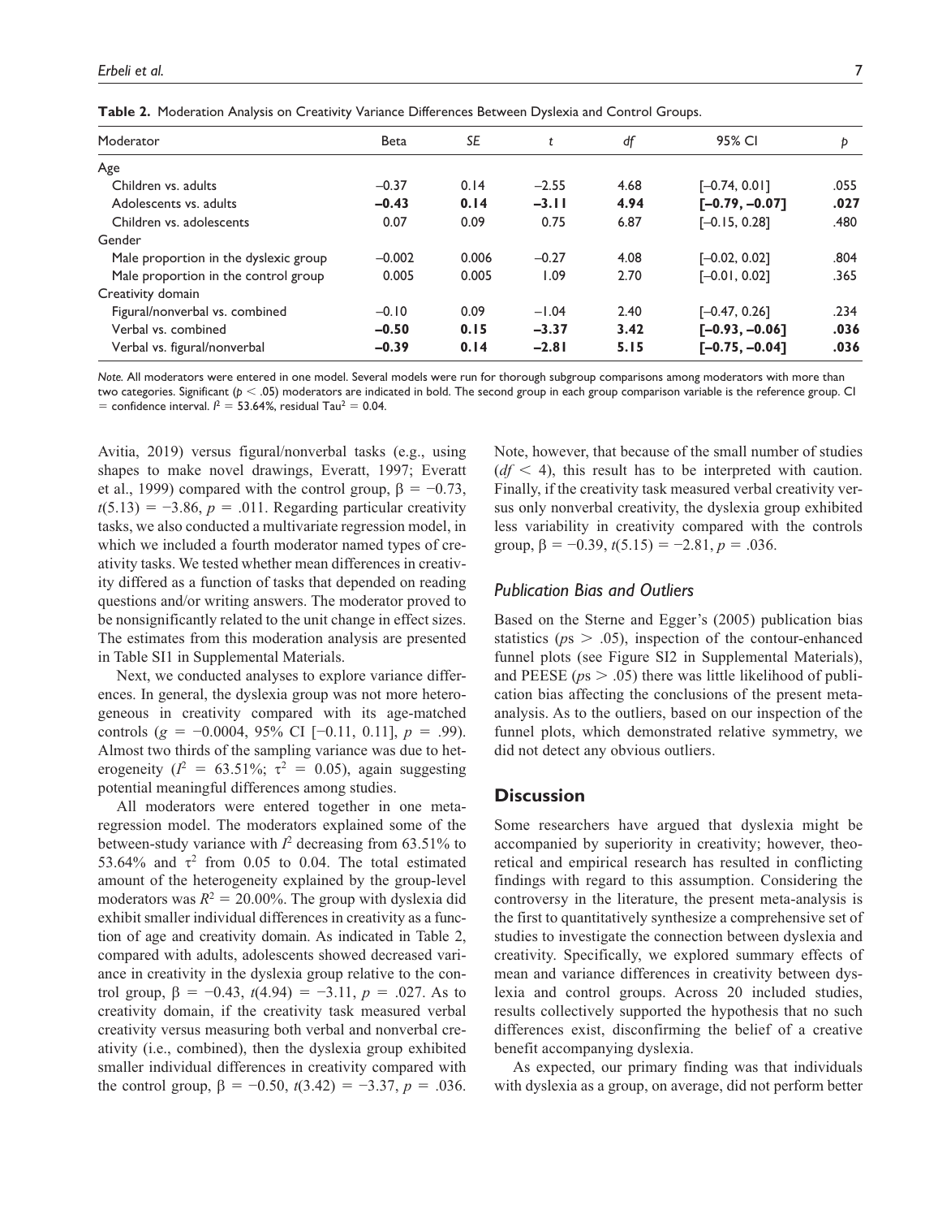**Table 2.** Moderation Analysis on Creativity Variance Differences Between Dyslexia and Control Groups.

| Moderator | Beta | *SE* | *t* | *df* | 95% CI | *p* |
|---|---|---|---|---|---|---|
| Age | | | | | | |
| Children vs. adults | −0.37 | 0.14 | −2.55 | 4.68 | [−0.74, 0.01] | .055 |
| Adolescents vs. adults | **−0.43** | **0.14** | **−3.11** | **4.94** | **[−0.79, −0.07]** | **.027** |
| Children vs. adolescents | 0.07 | 0.09 | 0.75 | 6.87 | [−0.15, 0.28] | .480 |
| Gender | | | | | | |
| Male proportion in the dyslexic group | −0.002 | 0.006 | −0.27 | 4.08 | [−0.02, 0.02] | .804 |
| Male proportion in the control group | 0.005 | 0.005 | 1.09 | 2.70 | [−0.01, 0.02] | .365 |
| Creativity domain | | | | | | |
| Figural/nonverbal vs. combined | −0.10 | 0.09 | −1.04 | 2.40 | [−0.47, 0.26] | .234 |
| Verbal vs. combined | **−0.50** | **0.15** | **−3.37** | **3.42** | **[−0.93, −0.06]** | **.036** |
| Verbal vs. figural/nonverbal | **−0.39** | **0.14** | **−2.81** | **5.15** | **[−0.75, −0.04]** | **.036** |

*Note.* All moderators were entered in one model. Several models were run for thorough subgroup comparisons among moderators with more than two categories. Significant ($p < .05$) moderators are indicated in bold. The second group in each group comparison variable is the reference group. CI = confidence interval. $I^2 = 53.64\%$, residual $\text{Tau}^2 = 0.04$.

Avitia, 2019) versus figural/nonverbal tasks (e.g., using shapes to make novel drawings, Everatt, 1997; Everatt et al., 1999) compared with the control group, $\beta = -0.73$, $t(5.13) = -3.86$, $p = .011$. Regarding particular creativity tasks, we also conducted a multivariate regression model, in which we included a fourth moderator named types of creativity tasks. We tested whether mean differences in creativity differed as a function of tasks that depended on reading questions and/or writing answers. The moderator proved to be nonsignificantly related to the unit change in effect sizes. The estimates from this moderation analysis are presented in Table SI1 in Supplemental Materials.

Next, we conducted analyses to explore variance differences. In general, the dyslexia group was not more heterogeneous in creativity compared with its age-matched controls ($g = -0.0004$, 95% CI [−0.11, 0.11], $p = .99$). Almost two thirds of the sampling variance was due to heterogeneity ($I^2 = 63.51\%$; $\tau^2 = 0.05$), again suggesting potential meaningful differences among studies.

All moderators were entered together in one meta-regression model. The moderators explained some of the between-study variance with $I^2$ decreasing from 63.51% to 53.64% and $\tau^2$ from 0.05 to 0.04. The total estimated amount of the heterogeneity explained by the group-level moderators was $R^2 = 20.00\%$. The group with dyslexia did exhibit smaller individual differences in creativity as a function of age and creativity domain. As indicated in Table 2, compared with adults, adolescents showed decreased variance in creativity in the dyslexia group relative to the control group, $\beta = -0.43$, $t(4.94) = -3.11$, $p = .027$. As to creativity domain, if the creativity task measured verbal creativity versus measuring both verbal and nonverbal creativity (i.e., combined), then the dyslexia group exhibited smaller individual differences in creativity compared with the control group, $\beta = -0.50$, $t(3.42) = -3.37$, $p = .036$. Note, however, that because of the small number of studies ($df < 4$), this result has to be interpreted with caution. Finally, if the creativity task measured verbal creativity versus only nonverbal creativity, the dyslexia group exhibited less variability in creativity compared with the controls group, $\beta = -0.39$, $t(5.15) = -2.81$, $p = .036$.

### Publication Bias and Outliers

Based on the Sterne and Egger's (2005) publication bias statistics ($ps > .05$), inspection of the contour-enhanced funnel plots (see Figure SI2 in Supplemental Materials), and PEESE ($ps > .05$) there was little likelihood of publication bias affecting the conclusions of the present meta-analysis. As to the outliers, based on our inspection of the funnel plots, which demonstrated relative symmetry, we did not detect any obvious outliers.

## Discussion

Some researchers have argued that dyslexia might be accompanied by superiority in creativity; however, theoretical and empirical research has resulted in conflicting findings with regard to this assumption. Considering the controversy in the literature, the present meta-analysis is the first to quantitatively synthesize a comprehensive set of studies to investigate the connection between dyslexia and creativity. Specifically, we explored summary effects of mean and variance differences in creativity between dyslexia and control groups. Across 20 included studies, results collectively supported the hypothesis that no such differences exist, disconfirming the belief of a creative benefit accompanying dyslexia.

As expected, our primary finding was that individuals with dyslexia as a group, on average, did not perform better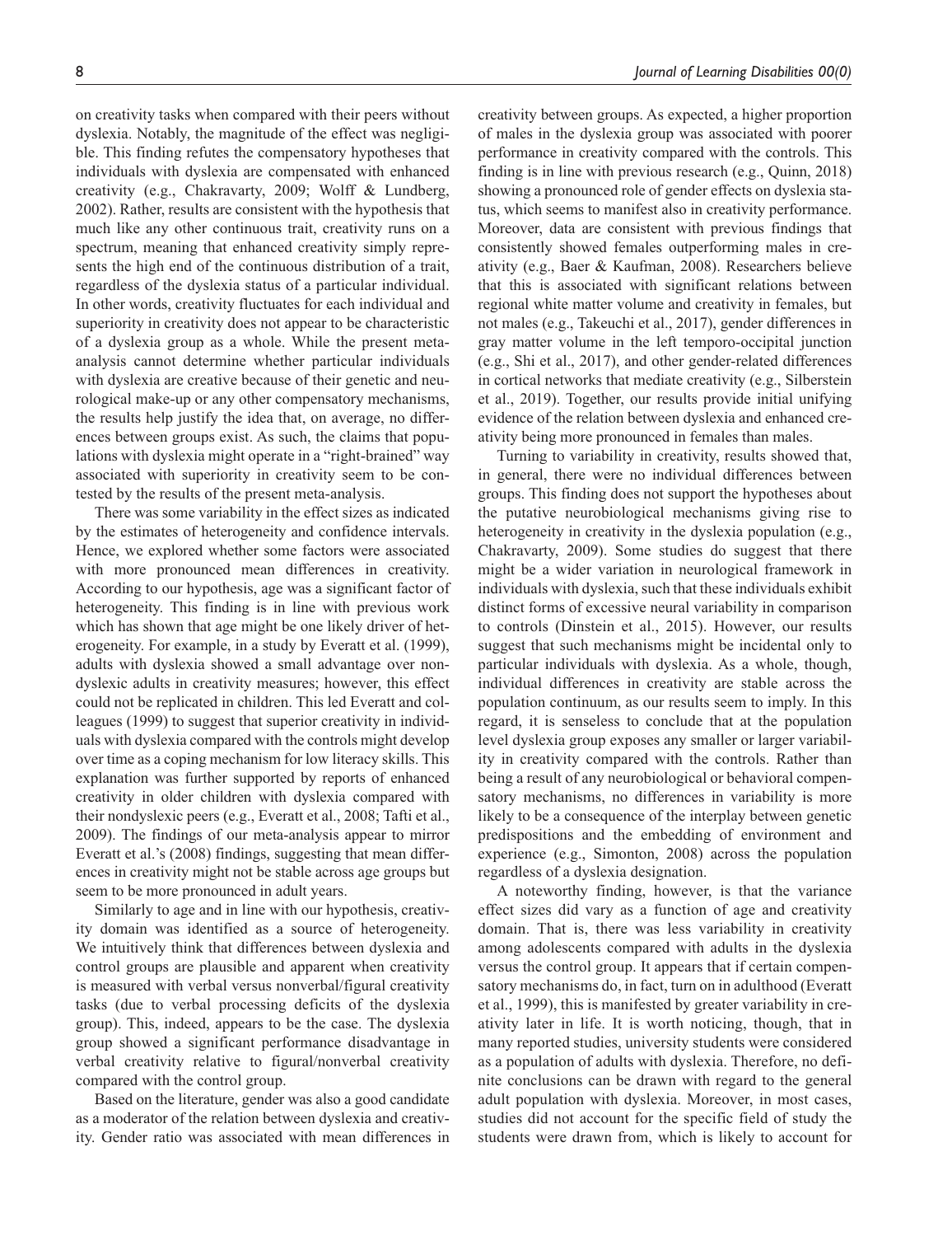on creativity tasks when compared with their peers without dyslexia. Notably, the magnitude of the effect was negligible. This finding refutes the compensatory hypotheses that individuals with dyslexia are compensated with enhanced creativity (e.g., Chakravarty, 2009; Wolff & Lundberg, 2002). Rather, results are consistent with the hypothesis that much like any other continuous trait, creativity runs on a spectrum, meaning that enhanced creativity simply represents the high end of the continuous distribution of a trait, regardless of the dyslexia status of a particular individual. In other words, creativity fluctuates for each individual and superiority in creativity does not appear to be characteristic of a dyslexia group as a whole. While the present meta-analysis cannot determine whether particular individuals with dyslexia are creative because of their genetic and neurological make-up or any other compensatory mechanisms, the results help justify the idea that, on average, no differences between groups exist. As such, the claims that populations with dyslexia might operate in a "right-brained" way associated with superiority in creativity seem to be contested by the results of the present meta-analysis.

There was some variability in the effect sizes as indicated by the estimates of heterogeneity and confidence intervals. Hence, we explored whether some factors were associated with more pronounced mean differences in creativity. According to our hypothesis, age was a significant factor of heterogeneity. This finding is in line with previous work which has shown that age might be one likely driver of heterogeneity. For example, in a study by Everatt et al. (1999), adults with dyslexia showed a small advantage over nondyslexic adults in creativity measures; however, this effect could not be replicated in children. This led Everatt and colleagues (1999) to suggest that superior creativity in individuals with dyslexia compared with the controls might develop over time as a coping mechanism for low literacy skills. This explanation was further supported by reports of enhanced creativity in older children with dyslexia compared with their nondyslexic peers (e.g., Everatt et al., 2008; Tafti et al., 2009). The findings of our meta-analysis appear to mirror Everatt et al.'s (2008) findings, suggesting that mean differences in creativity might not be stable across age groups but seem to be more pronounced in adult years.

Similarly to age and in line with our hypothesis, creativity domain was identified as a source of heterogeneity. We intuitively think that differences between dyslexia and control groups are plausible and apparent when creativity is measured with verbal versus nonverbal/figural creativity tasks (due to verbal processing deficits of the dyslexia group). This, indeed, appears to be the case. The dyslexia group showed a significant performance disadvantage in verbal creativity relative to figural/nonverbal creativity compared with the control group.

Based on the literature, gender was also a good candidate as a moderator of the relation between dyslexia and creativity. Gender ratio was associated with mean differences in creativity between groups. As expected, a higher proportion of males in the dyslexia group was associated with poorer performance in creativity compared with the controls. This finding is in line with previous research (e.g., Quinn, 2018) showing a pronounced role of gender effects on dyslexia status, which seems to manifest also in creativity performance. Moreover, data are consistent with previous findings that consistently showed females outperforming males in creativity (e.g., Baer & Kaufman, 2008). Researchers believe that this is associated with significant relations between regional white matter volume and creativity in females, but not males (e.g., Takeuchi et al., 2017), gender differences in gray matter volume in the left temporo-occipital junction (e.g., Shi et al., 2017), and other gender-related differences in cortical networks that mediate creativity (e.g., Silberstein et al., 2019). Together, our results provide initial unifying evidence of the relation between dyslexia and enhanced creativity being more pronounced in females than males.

Turning to variability in creativity, results showed that, in general, there were no individual differences between groups. This finding does not support the hypotheses about the putative neurobiological mechanisms giving rise to heterogeneity in creativity in the dyslexia population (e.g., Chakravarty, 2009). Some studies do suggest that there might be a wider variation in neurological framework in individuals with dyslexia, such that these individuals exhibit distinct forms of excessive neural variability in comparison to controls (Dinstein et al., 2015). However, our results suggest that such mechanisms might be incidental only to particular individuals with dyslexia. As a whole, though, individual differences in creativity are stable across the population continuum, as our results seem to imply. In this regard, it is senseless to conclude that at the population level dyslexia group exposes any smaller or larger variability in creativity compared with the controls. Rather than being a result of any neurobiological or behavioral compensatory mechanisms, no differences in variability is more likely to be a consequence of the interplay between genetic predispositions and the embedding of environment and experience (e.g., Simonton, 2008) across the population regardless of a dyslexia designation.

A noteworthy finding, however, is that the variance effect sizes did vary as a function of age and creativity domain. That is, there was less variability in creativity among adolescents compared with adults in the dyslexia versus the control group. It appears that if certain compensatory mechanisms do, in fact, turn on in adulthood (Everatt et al., 1999), this is manifested by greater variability in creativity later in life. It is worth noticing, though, that in many reported studies, university students were considered as a population of adults with dyslexia. Therefore, no definite conclusions can be drawn with regard to the general adult population with dyslexia. Moreover, in most cases, studies did not account for the specific field of study the students were drawn from, which is likely to account for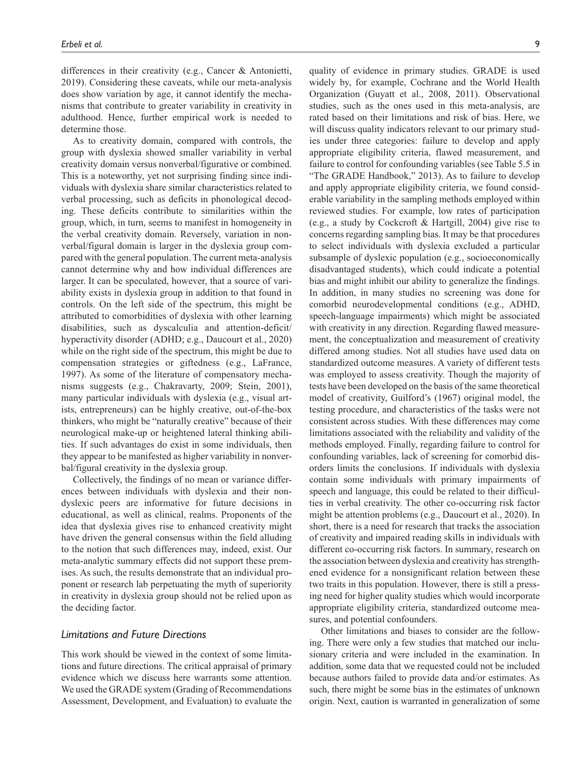differences in their creativity (e.g., Cancer & Antonietti, 2019). Considering these caveats, while our meta-analysis does show variation by age, it cannot identify the mechanisms that contribute to greater variability in creativity in adulthood. Hence, further empirical work is needed to determine those.

As to creativity domain, compared with controls, the group with dyslexia showed smaller variability in verbal creativity domain versus nonverbal/figurative or combined. This is a noteworthy, yet not surprising finding since individuals with dyslexia share similar characteristics related to verbal processing, such as deficits in phonological decoding. These deficits contribute to similarities within the group, which, in turn, seems to manifest in homogeneity in the verbal creativity domain. Reversely, variation in nonverbal/figural domain is larger in the dyslexia group compared with the general population. The current meta-analysis cannot determine why and how individual differences are larger. It can be speculated, however, that a source of variability exists in dyslexia group in addition to that found in controls. On the left side of the spectrum, this might be attributed to comorbidities of dyslexia with other learning disabilities, such as dyscalculia and attention-deficit/hyperactivity disorder (ADHD; e.g., Daucourt et al., 2020) while on the right side of the spectrum, this might be due to compensation strategies or giftedness (e.g., LaFrance, 1997). As some of the literature of compensatory mechanisms suggests (e.g., Chakravarty, 2009; Stein, 2001), many particular individuals with dyslexia (e.g., visual artists, entrepreneurs) can be highly creative, out-of-the-box thinkers, who might be "naturally creative" because of their neurological make-up or heightened lateral thinking abilities. If such advantages do exist in some individuals, then they appear to be manifested as higher variability in nonverbal/figural creativity in the dyslexia group.

Collectively, the findings of no mean or variance differences between individuals with dyslexia and their nondyslexic peers are informative for future decisions in educational, as well as clinical, realms. Proponents of the idea that dyslexia gives rise to enhanced creativity might have driven the general consensus within the field alluding to the notion that such differences may, indeed, exist. Our meta-analytic summary effects did not support these premises. As such, the results demonstrate that an individual proponent or research lab perpetuating the myth of superiority in creativity in dyslexia group should not be relied upon as the deciding factor.

### *Limitations and Future Directions*

This work should be viewed in the context of some limitations and future directions. The critical appraisal of primary evidence which we discuss here warrants some attention. We used the GRADE system (Grading of Recommendations Assessment, Development, and Evaluation) to evaluate the quality of evidence in primary studies. GRADE is used widely by, for example, Cochrane and the World Health Organization (Guyatt et al., 2008, 2011). Observational studies, such as the ones used in this meta-analysis, are rated based on their limitations and risk of bias. Here, we will discuss quality indicators relevant to our primary studies under three categories: failure to develop and apply appropriate eligibility criteria, flawed measurement, and failure to control for confounding variables (see Table 5.5 in "The GRADE Handbook," 2013). As to failure to develop and apply appropriate eligibility criteria, we found considerable variability in the sampling methods employed within reviewed studies. For example, low rates of participation (e.g., a study by Cockcroft & Hartgill, 2004) give rise to concerns regarding sampling bias. It may be that procedures to select individuals with dyslexia excluded a particular subsample of dyslexic population (e.g., socioeconomically disadvantaged students), which could indicate a potential bias and might inhibit our ability to generalize the findings. In addition, in many studies no screening was done for comorbid neurodevelopmental conditions (e.g., ADHD, speech-language impairments) which might be associated with creativity in any direction. Regarding flawed measurement, the conceptualization and measurement of creativity differed among studies. Not all studies have used data on standardized outcome measures. A variety of different tests was employed to assess creativity. Though the majority of tests have been developed on the basis of the same theoretical model of creativity, Guilford's (1967) original model, the testing procedure, and characteristics of the tasks were not consistent across studies. With these differences may come limitations associated with the reliability and validity of the methods employed. Finally, regarding failure to control for confounding variables, lack of screening for comorbid disorders limits the conclusions. If individuals with dyslexia contain some individuals with primary impairments of speech and language, this could be related to their difficulties in verbal creativity. The other co-occurring risk factor might be attention problems (e.g., Daucourt et al., 2020). In short, there is a need for research that tracks the association of creativity and impaired reading skills in individuals with different co-occurring risk factors. In summary, research on the association between dyslexia and creativity has strengthened evidence for a nonsignificant relation between these two traits in this population. However, there is still a pressing need for higher quality studies which would incorporate appropriate eligibility criteria, standardized outcome measures, and potential confounders.

Other limitations and biases to consider are the following. There were only a few studies that matched our inclusionary criteria and were included in the examination. In addition, some data that we requested could not be included because authors failed to provide data and/or estimates. As such, there might be some bias in the estimates of unknown origin. Next, caution is warranted in generalization of some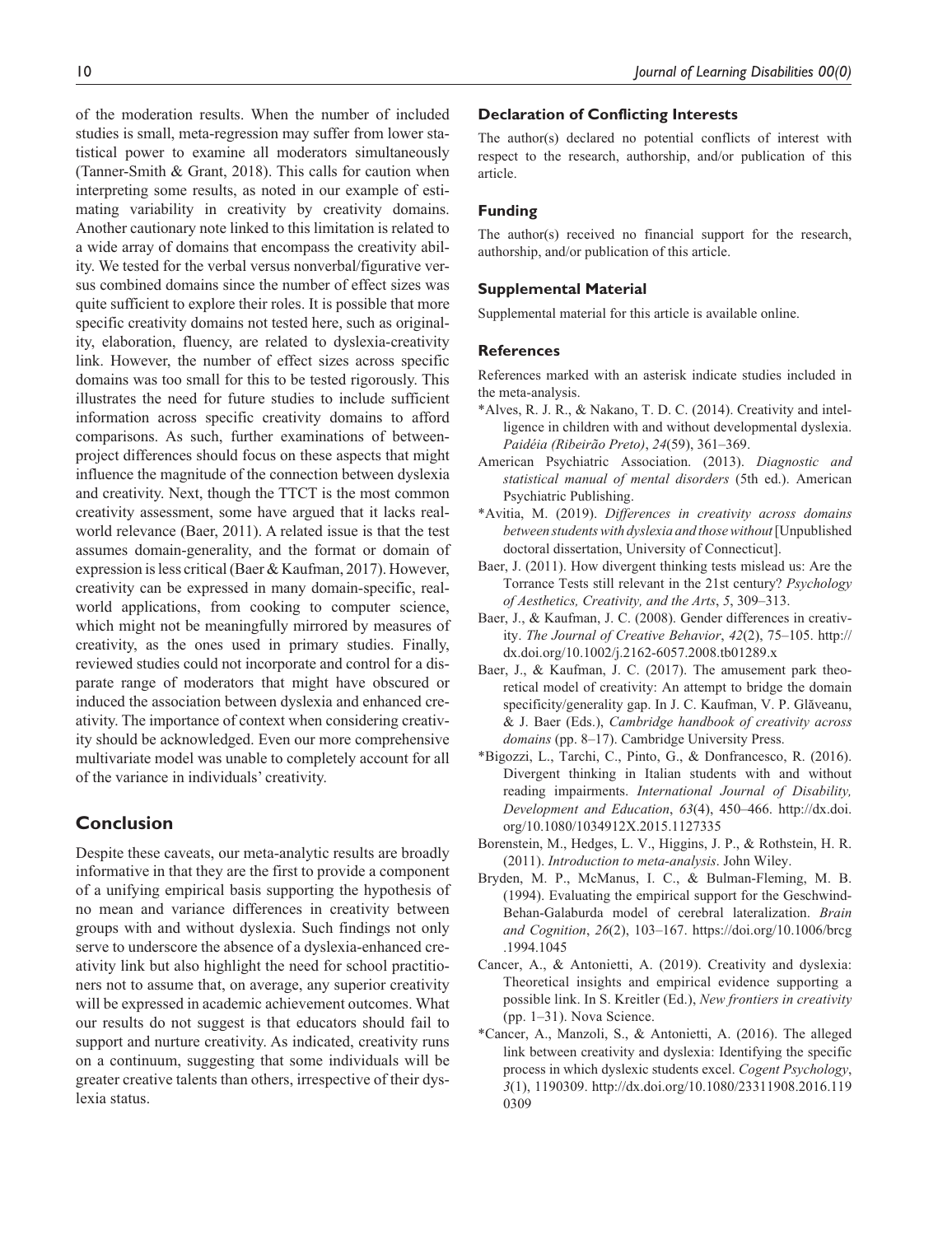of the moderation results. When the number of included studies is small, meta-regression may suffer from lower statistical power to examine all moderators simultaneously (Tanner-Smith & Grant, 2018). This calls for caution when interpreting some results, as noted in our example of estimating variability in creativity by creativity domains. Another cautionary note linked to this limitation is related to a wide array of domains that encompass the creativity ability. We tested for the verbal versus nonverbal/figurative versus combined domains since the number of effect sizes was quite sufficient to explore their roles. It is possible that more specific creativity domains not tested here, such as originality, elaboration, fluency, are related to dyslexia-creativity link. However, the number of effect sizes across specific domains was too small for this to be tested rigorously. This illustrates the need for future studies to include sufficient information across specific creativity domains to afford comparisons. As such, further examinations of between-project differences should focus on these aspects that might influence the magnitude of the connection between dyslexia and creativity. Next, though the TTCT is the most common creativity assessment, some have argued that it lacks real-world relevance (Baer, 2011). A related issue is that the test assumes domain-generality, and the format or domain of expression is less critical (Baer & Kaufman, 2017). However, creativity can be expressed in many domain-specific, real-world applications, from cooking to computer science, which might not be meaningfully mirrored by measures of creativity, as the ones used in primary studies. Finally, reviewed studies could not incorporate and control for a disparate range of moderators that might have obscured or induced the association between dyslexia and enhanced creativity. The importance of context when considering creativity should be acknowledged. Even our more comprehensive multivariate model was unable to completely account for all of the variance in individuals' creativity.

## Conclusion

Despite these caveats, our meta-analytic results are broadly informative in that they are the first to provide a component of a unifying empirical basis supporting the hypothesis of no mean and variance differences in creativity between groups with and without dyslexia. Such findings not only serve to underscore the absence of a dyslexia-enhanced creativity link but also highlight the need for school practitioners not to assume that, on average, any superior creativity will be expressed in academic achievement outcomes. What our results do not suggest is that educators should fail to support and nurture creativity. As indicated, creativity runs on a continuum, suggesting that some individuals will be greater creative talents than others, irrespective of their dyslexia status.

### Declaration of Conflicting Interests

The author(s) declared no potential conflicts of interest with respect to the research, authorship, and/or publication of this article.

### Funding

The author(s) received no financial support for the research, authorship, and/or publication of this article.

### Supplemental Material

Supplemental material for this article is available online.

### References

References marked with an asterisk indicate studies included in the meta-analysis.

*Alves, R. J. R., & Nakano, T. D. C. (2014). Creativity and intelligence in children with and without developmental dyslexia. *Paidéia (Ribeirão Preto)*, *24*(59), 361–369.

American Psychiatric Association. (2013). *Diagnostic and statistical manual of mental disorders* (5th ed.). American Psychiatric Publishing.

*Avitia, M. (2019). *Differences in creativity across domains between students with dyslexia and those without* [Unpublished doctoral dissertation, University of Connecticut].

Baer, J. (2011). How divergent thinking tests mislead us: Are the Torrance Tests still relevant in the 21st century? *Psychology of Aesthetics, Creativity, and the Arts*, *5*, 309–313.

Baer, J., & Kaufman, J. C. (2008). Gender differences in creativity. *The Journal of Creative Behavior*, *42*(2), 75–105. http://dx.doi.org/10.1002/j.2162-6057.2008.tb01289.x

Baer, J., & Kaufman, J. C. (2017). The amusement park theoretical model of creativity: An attempt to bridge the domain specificity/generality gap. In J. C. Kaufman, V. P. Glăveanu, & J. Baer (Eds.), *Cambridge handbook of creativity across domains* (pp. 8–17). Cambridge University Press.

*Bigozzi, L., Tarchi, C., Pinto, G., & Donfrancesco, R. (2016). Divergent thinking in Italian students with and without reading impairments. *International Journal of Disability, Development and Education*, *63*(4), 450–466. http://dx.doi.org/10.1080/1034912X.2015.1127335

Borenstein, M., Hedges, L. V., Higgins, J. P., & Rothstein, H. R. (2011). *Introduction to meta-analysis*. John Wiley.

Bryden, M. P., McManus, I. C., & Bulman-Fleming, M. B. (1994). Evaluating the empirical support for the Geschwind-Behan-Galaburda model of cerebral lateralization. *Brain and Cognition*, *26*(2), 103–167. https://doi.org/10.1006/brcg.1994.1045

Cancer, A., & Antonietti, A. (2019). Creativity and dyslexia: Theoretical insights and empirical evidence supporting a possible link. In S. Kreitler (Ed.), *New frontiers in creativity* (pp. 1–31). Nova Science.

*Cancer, A., Manzoli, S., & Antonietti, A. (2016). The alleged link between creativity and dyslexia: Identifying the specific process in which dyslexic students excel. *Cogent Psychology*, *3*(1), 1190309. http://dx.doi.org/10.1080/23311908.2016.1190309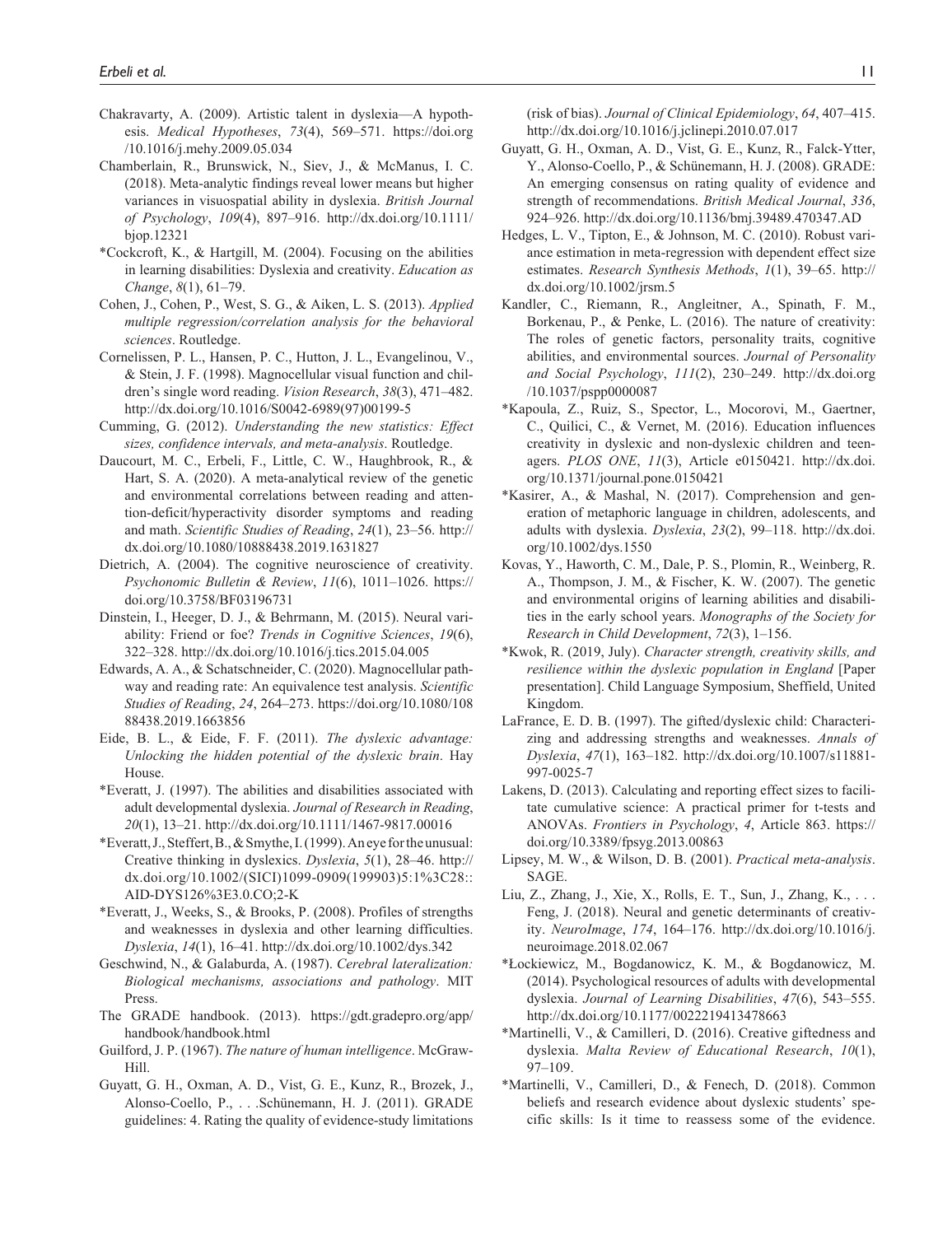Chakravarty, A. (2009). Artistic talent in dyslexia—A hypothesis. *Medical Hypotheses*, *73*(4), 569–571. https://doi.org/10.1016/j.mehy.2009.05.034

Chamberlain, R., Brunswick, N., Siev, J., & McManus, I. C. (2018). Meta-analytic findings reveal lower means but higher variances in visuospatial ability in dyslexia. *British Journal of Psychology*, *109*(4), 897–916. http://dx.doi.org/10.1111/bjop.12321

*Cockcroft, K., & Hartgill, M. (2004). Focusing on the abilities in learning disabilities: Dyslexia and creativity. *Education as Change*, *8*(1), 61–79.

Cohen, J., Cohen, P., West, S. G., & Aiken, L. S. (2013). *Applied multiple regression/correlation analysis for the behavioral sciences*. Routledge.

Cornelissen, P. L., Hansen, P. C., Hutton, J. L., Evangelinou, V., & Stein, J. F. (1998). Magnocellular visual function and children's single word reading. *Vision Research*, *38*(3), 471–482. http://dx.doi.org/10.1016/S0042-6989(97)00199-5

Cumming, G. (2012). *Understanding the new statistics: Effect sizes, confidence intervals, and meta-analysis*. Routledge.

Daucourt, M. C., Erbeli, F., Little, C. W., Haughbrook, R., & Hart, S. A. (2020). A meta-analytical review of the genetic and environmental correlations between reading and attention-deficit/hyperactivity disorder symptoms and reading and math. *Scientific Studies of Reading*, *24*(1), 23–56. http://dx.doi.org/10.1080/10888438.2019.1631827

Dietrich, A. (2004). The cognitive neuroscience of creativity. *Psychonomic Bulletin & Review*, *11*(6), 1011–1026. https://doi.org/10.3758/BF03196731

Dinstein, I., Heeger, D. J., & Behrmann, M. (2015). Neural variability: Friend or foe? *Trends in Cognitive Sciences*, *19*(6), 322–328. http://dx.doi.org/10.1016/j.tics.2015.04.005

Edwards, A. A., & Schatschneider, C. (2020). Magnocellular pathway and reading rate: An equivalence test analysis. *Scientific Studies of Reading*, *24*, 264–273. https://doi.org/10.1080/10888438.2019.1663856

Eide, B. L., & Eide, F. F. (2011). *The dyslexic advantage: Unlocking the hidden potential of the dyslexic brain*. Hay House.

*Everatt, J. (1997). The abilities and disabilities associated with adult developmental dyslexia. *Journal of Research in Reading*, *20*(1), 13–21. http://dx.doi.org/10.1111/1467-9817.00016

*Everatt, J., Steffert, B., & Smythe, I. (1999). An eye for the unusual: Creative thinking in dyslexics. *Dyslexia*, *5*(1), 28–46. http://dx.doi.org/10.1002/(SICI)1099-0909(199903)5:1%3C28::AID-DYS126%3E3.0.CO;2-K

*Everatt, J., Weeks, S., & Brooks, P. (2008). Profiles of strengths and weaknesses in dyslexia and other learning difficulties. *Dyslexia*, *14*(1), 16–41. http://dx.doi.org/10.1002/dys.342

Geschwind, N., & Galaburda, A. (1987). *Cerebral lateralization: Biological mechanisms, associations and pathology*. MIT Press.

The GRADE handbook. (2013). https://gdt.gradepro.org/app/handbook/handbook.html

Guilford, J. P. (1967). *The nature of human intelligence*. McGraw-Hill.

Guyatt, G. H., Oxman, A. D., Vist, G. E., Kunz, R., Brozek, J., Alonso-Coello, P., . . . Schünemann, H. J. (2011). GRADE guidelines: 4. Rating the quality of evidence-study limitations (risk of bias). *Journal of Clinical Epidemiology*, *64*, 407–415. http://dx.doi.org/10.1016/j.jclinepi.2010.07.017

Guyatt, G. H., Oxman, A. D., Vist, G. E., Kunz, R., Falck-Ytter, Y., Alonso-Coello, P., & Schünemann, H. J. (2008). GRADE: An emerging consensus on rating quality of evidence and strength of recommendations. *British Medical Journal*, *336*, 924–926. http://dx.doi.org/10.1136/bmj.39489.470347.AD

Hedges, L. V., Tipton, E., & Johnson, M. C. (2010). Robust variance estimation in meta-regression with dependent effect size estimates. *Research Synthesis Methods*, *1*(1), 39–65. http://dx.doi.org/10.1002/jrsm.5

Kandler, C., Riemann, R., Angleitner, A., Spinath, F. M., Borkenau, P., & Penke, L. (2016). The nature of creativity: The roles of genetic factors, personality traits, cognitive abilities, and environmental sources. *Journal of Personality and Social Psychology*, *111*(2), 230–249. http://dx.doi.org/10.1037/pspp0000087

*Kapoula, Z., Ruiz, S., Spector, L., Mocorovi, M., Gaertner, C., Quilici, C., & Vernet, M. (2016). Education influences creativity in dyslexic and non-dyslexic children and teenagers. *PLOS ONE*, *11*(3), Article e0150421. http://dx.doi.org/10.1371/journal.pone.0150421

*Kasirer, A., & Mashal, N. (2017). Comprehension and generation of metaphoric language in children, adolescents, and adults with dyslexia. *Dyslexia*, *23*(2), 99–118. http://dx.doi.org/10.1002/dys.1550

Kovas, Y., Haworth, C. M., Dale, P. S., Plomin, R., Weinberg, R. A., Thompson, J. M., & Fischer, K. W. (2007). The genetic and environmental origins of learning abilities and disabilities in the early school years. *Monographs of the Society for Research in Child Development*, *72*(3), 1–156.

*Kwok, R. (2019, July). *Character strength, creativity skills, and resilience within the dyslexic population in England* [Paper presentation]. Child Language Symposium, Sheffield, United Kingdom.

LaFrance, E. D. B. (1997). The gifted/dyslexic child: Characterizing and addressing strengths and weaknesses. *Annals of Dyslexia*, *47*(1), 163–182. http://dx.doi.org/10.1007/s11881-997-0025-7

Lakens, D. (2013). Calculating and reporting effect sizes to facilitate cumulative science: A practical primer for t-tests and ANOVAs. *Frontiers in Psychology*, *4*, Article 863. https://doi.org/10.3389/fpsyg.2013.00863

Lipsey, M. W., & Wilson, D. B. (2001). *Practical meta-analysis*. SAGE.

Liu, Z., Zhang, J., Xie, X., Rolls, E. T., Sun, J., Zhang, K., . . . Feng, J. (2018). Neural and genetic determinants of creativity. *NeuroImage*, *174*, 164–176. http://dx.doi.org/10.1016/j.neuroimage.2018.02.067

*Łockiewicz, M., Bogdanowicz, K. M., & Bogdanowicz, M. (2014). Psychological resources of adults with developmental dyslexia. *Journal of Learning Disabilities*, *47*(6), 543–555. http://dx.doi.org/10.1177/0022219413478663

*Martinelli, V., & Camilleri, D. (2016). Creative giftedness and dyslexia. *Malta Review of Educational Research*, *10*(1), 97–109.

*Martinelli, V., Camilleri, D., & Fenech, D. (2018). Common beliefs and research evidence about dyslexic students' specific skills: Is it time to reassess some of the evidence.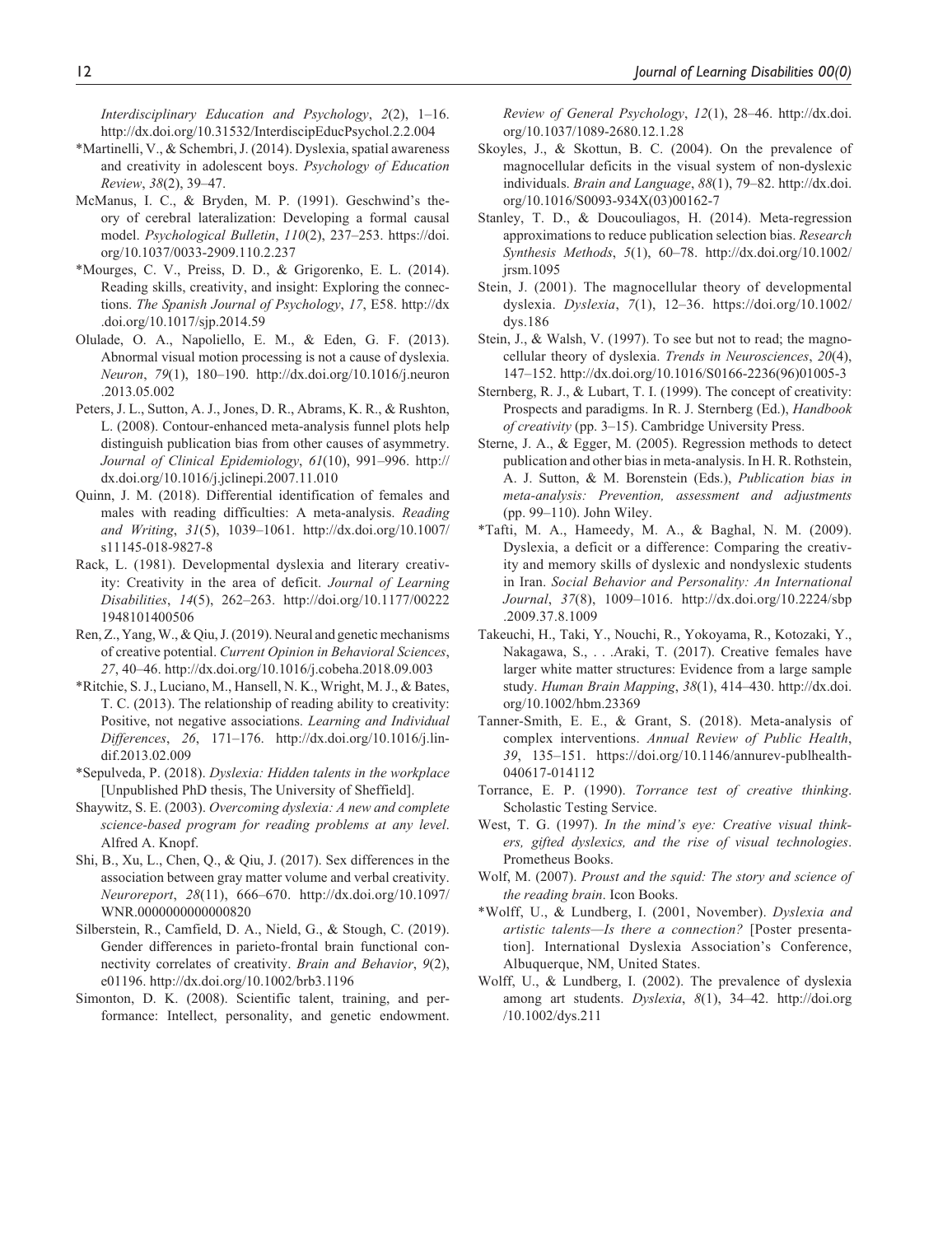*Interdisciplinary Education and Psychology*, *2*(2), 1–16. http://dx.doi.org/10.31532/InterdiscipEducPsychol.2.2.004

*Martinelli, V., & Schembri, J. (2014). Dyslexia, spatial awareness and creativity in adolescent boys. *Psychology of Education Review*, *38*(2), 39–47.

McManus, I. C., & Bryden, M. P. (1991). Geschwind's theory of cerebral lateralization: Developing a formal causal model. *Psychological Bulletin*, *110*(2), 237–253. https://doi.org/10.1037/0033-2909.110.2.237

*Mourges, C. V., Preiss, D. D., & Grigorenko, E. L. (2014). Reading skills, creativity, and insight: Exploring the connections. *The Spanish Journal of Psychology*, *17*, E58. http://dx.doi.org/10.1017/sjp.2014.59

Olulade, O. A., Napoliello, E. M., & Eden, G. F. (2013). Abnormal visual motion processing is not a cause of dyslexia. *Neuron*, *79*(1), 180–190. http://dx.doi.org/10.1016/j.neuron.2013.05.002

Peters, J. L., Sutton, A. J., Jones, D. R., Abrams, K. R., & Rushton, L. (2008). Contour-enhanced meta-analysis funnel plots help distinguish publication bias from other causes of asymmetry. *Journal of Clinical Epidemiology*, *61*(10), 991–996. http://dx.doi.org/10.1016/j.jclinepi.2007.11.010

Quinn, J. M. (2018). Differential identification of females and males with reading difficulties: A meta-analysis. *Reading and Writing*, *31*(5), 1039–1061. http://dx.doi.org/10.1007/s11145-018-9827-8

Rack, L. (1981). Developmental dyslexia and literary creativity: Creativity in the area of deficit. *Journal of Learning Disabilities*, *14*(5), 262–263. http://doi.org/10.1177/002221948101400506

Ren, Z., Yang, W., & Qiu, J. (2019). Neural and genetic mechanisms of creative potential. *Current Opinion in Behavioral Sciences*, *27*, 40–46. http://dx.doi.org/10.1016/j.cobeha.2018.09.003

*Ritchie, S. J., Luciano, M., Hansell, N. K., Wright, M. J., & Bates, T. C. (2013). The relationship of reading ability to creativity: Positive, not negative associations. *Learning and Individual Differences*, *26*, 171–176. http://dx.doi.org/10.1016/j.lindif.2013.02.009

*Sepulveda, P. (2018). *Dyslexia: Hidden talents in the workplace* [Unpublished PhD thesis, The University of Sheffield].

Shaywitz, S. E. (2003). *Overcoming dyslexia: A new and complete science-based program for reading problems at any level*. Alfred A. Knopf.

Shi, B., Xu, L., Chen, Q., & Qiu, J. (2017). Sex differences in the association between gray matter volume and verbal creativity. *Neuroreport*, *28*(11), 666–670. http://dx.doi.org/10.1097/WNR.0000000000000820

Silberstein, R., Camfield, D. A., Nield, G., & Stough, C. (2019). Gender differences in parieto-frontal brain functional connectivity correlates of creativity. *Brain and Behavior*, *9*(2), e01196. http://dx.doi.org/10.1002/brb3.1196

Simonton, D. K. (2008). Scientific talent, training, and performance: Intellect, personality, and genetic endowment. *Review of General Psychology*, *12*(1), 28–46. http://dx.doi.org/10.1037/1089-2680.12.1.28

Skoyles, J., & Skottun, B. C. (2004). On the prevalence of magnocellular deficits in the visual system of non-dyslexic individuals. *Brain and Language*, *88*(1), 79–82. http://dx.doi.org/10.1016/S0093-934X(03)00162-7

Stanley, T. D., & Doucouliagos, H. (2014). Meta-regression approximations to reduce publication selection bias. *Research Synthesis Methods*, *5*(1), 60–78. http://dx.doi.org/10.1002/jrsm.1095

Stein, J. (2001). The magnocellular theory of developmental dyslexia. *Dyslexia*, *7*(1), 12–36. https://doi.org/10.1002/dys.186

Stein, J., & Walsh, V. (1997). To see but not to read; the magnocellular theory of dyslexia. *Trends in Neurosciences*, *20*(4), 147–152. http://dx.doi.org/10.1016/S0166-2236(96)01005-3

Sternberg, R. J., & Lubart, T. I. (1999). The concept of creativity: Prospects and paradigms. In R. J. Sternberg (Ed.), *Handbook of creativity* (pp. 3–15). Cambridge University Press.

Sterne, J. A., & Egger, M. (2005). Regression methods to detect publication and other bias in meta-analysis. In H. R. Rothstein, A. J. Sutton, & M. Borenstein (Eds.), *Publication bias in meta-analysis: Prevention, assessment and adjustments* (pp. 99–110). John Wiley.

*Tafti, M. A., Hameedy, M. A., & Baghal, N. M. (2009). Dyslexia, a deficit or a difference: Comparing the creativity and memory skills of dyslexic and nondyslexic students in Iran. *Social Behavior and Personality: An International Journal*, *37*(8), 1009–1016. http://dx.doi.org/10.2224/sbp.2009.37.8.1009

Takeuchi, H., Taki, Y., Nouchi, R., Yokoyama, R., Kotozaki, Y., Nakagawa, S., . . .Araki, T. (2017). Creative females have larger white matter structures: Evidence from a large sample study. *Human Brain Mapping*, *38*(1), 414–430. http://dx.doi.org/10.1002/hbm.23369

Tanner-Smith, E. E., & Grant, S. (2018). Meta-analysis of complex interventions. *Annual Review of Public Health*, *39*, 135–151. https://doi.org/10.1146/annurev-publhealth-040617-014112

Torrance, E. P. (1990). *Torrance test of creative thinking*. Scholastic Testing Service.

West, T. G. (1997). *In the mind's eye: Creative visual thinkers, gifted dyslexics, and the rise of visual technologies*. Prometheus Books.

Wolf, M. (2007). *Proust and the squid: The story and science of the reading brain*. Icon Books.

*Wolff, U., & Lundberg, I. (2001, November). *Dyslexia and artistic talents—Is there a connection?* [Poster presentation]. International Dyslexia Association's Conference, Albuquerque, NM, United States.

Wolff, U., & Lundberg, I. (2002). The prevalence of dyslexia among art students. *Dyslexia*, *8*(1), 34–42. http://doi.org/10.1002/dys.211